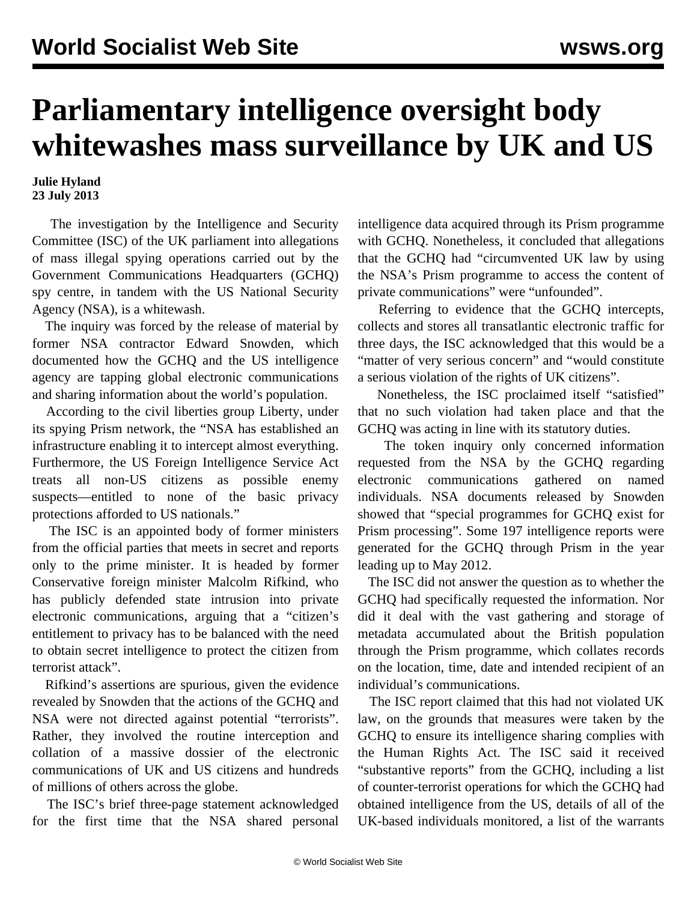# Parliamentary intelligence oversight body whitewashes mass surveillance by UK and US

**Julie Hyland**
**23 July 2013**

The investigation by the Intelligence and Security Committee (ISC) of the UK parliament into allegations of mass illegal spying operations carried out by the Government Communications Headquarters (GCHQ) spy centre, in tandem with the US National Security Agency (NSA), is a whitewash.

The inquiry was forced by the release of material by former NSA contractor Edward Snowden, which documented how the GCHQ and the US intelligence agency are tapping global electronic communications and sharing information about the world's population.

According to the civil liberties group Liberty, under its spying Prism network, the "NSA has established an infrastructure enabling it to intercept almost everything. Furthermore, the US Foreign Intelligence Service Act treats all non-US citizens as possible enemy suspects—entitled to none of the basic privacy protections afforded to US nationals."

The ISC is an appointed body of former ministers from the official parties that meets in secret and reports only to the prime minister. It is headed by former Conservative foreign minister Malcolm Rifkind, who has publicly defended state intrusion into private electronic communications, arguing that a "citizen's entitlement to privacy has to be balanced with the need to obtain secret intelligence to protect the citizen from terrorist attack".

Rifkind's assertions are spurious, given the evidence revealed by Snowden that the actions of the GCHQ and NSA were not directed against potential "terrorists". Rather, they involved the routine interception and collation of a massive dossier of the electronic communications of UK and US citizens and hundreds of millions of others across the globe.

The ISC's brief three-page statement acknowledged for the first time that the NSA shared personal intelligence data acquired through its Prism programme with GCHQ. Nonetheless, it concluded that allegations that the GCHQ had "circumvented UK law by using the NSA's Prism programme to access the content of private communications" were "unfounded".

Referring to evidence that the GCHQ intercepts, collects and stores all transatlantic electronic traffic for three days, the ISC acknowledged that this would be a "matter of very serious concern" and "would constitute a serious violation of the rights of UK citizens".

Nonetheless, the ISC proclaimed itself "satisfied" that no such violation had taken place and that the GCHQ was acting in line with its statutory duties.

The token inquiry only concerned information requested from the NSA by the GCHQ regarding electronic communications gathered on named individuals. NSA documents released by Snowden showed that "special programmes for GCHQ exist for Prism processing". Some 197 intelligence reports were generated for the GCHQ through Prism in the year leading up to May 2012.

The ISC did not answer the question as to whether the GCHQ had specifically requested the information. Nor did it deal with the vast gathering and storage of metadata accumulated about the British population through the Prism programme, which collates records on the location, time, date and intended recipient of an individual's communications.

The ISC report claimed that this had not violated UK law, on the grounds that measures were taken by the GCHQ to ensure its intelligence sharing complies with the Human Rights Act. The ISC said it received "substantive reports" from the GCHQ, including a list of counter-terrorist operations for which the GCHQ had obtained intelligence from the US, details of all of the UK-based individuals monitored, a list of the warrants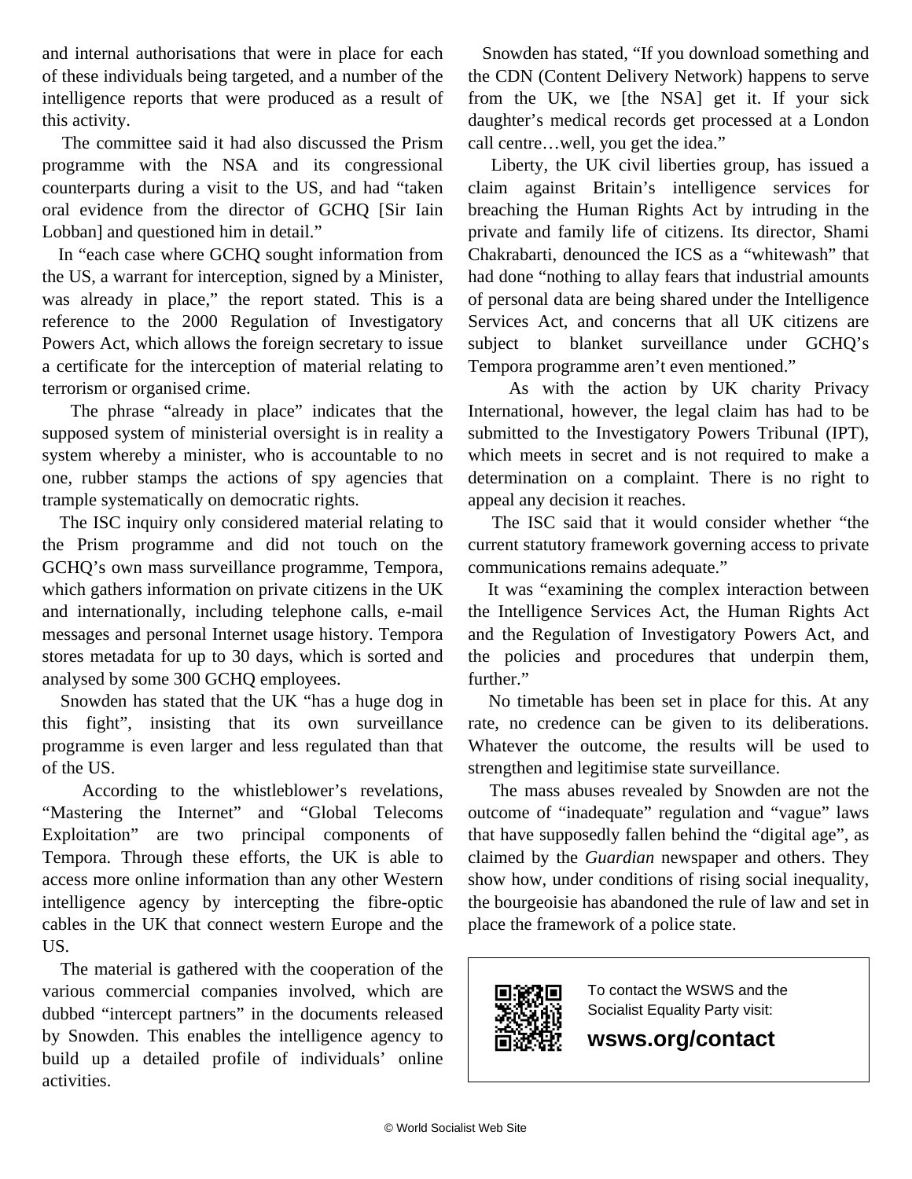and internal authorisations that were in place for each of these individuals being targeted, and a number of the intelligence reports that were produced as a result of this activity.

The committee said it had also discussed the Prism programme with the NSA and its congressional counterparts during a visit to the US, and had "taken oral evidence from the director of GCHQ [Sir Iain Lobban] and questioned him in detail."

In "each case where GCHQ sought information from the US, a warrant for interception, signed by a Minister, was already in place," the report stated. This is a reference to the 2000 Regulation of Investigatory Powers Act, which allows the foreign secretary to issue a certificate for the interception of material relating to terrorism or organised crime.

The phrase "already in place" indicates that the supposed system of ministerial oversight is in reality a system whereby a minister, who is accountable to no one, rubber stamps the actions of spy agencies that trample systematically on democratic rights.

The ISC inquiry only considered material relating to the Prism programme and did not touch on the GCHQ's own mass surveillance programme, Tempora, which gathers information on private citizens in the UK and internationally, including telephone calls, e-mail messages and personal Internet usage history. Tempora stores metadata for up to 30 days, which is sorted and analysed by some 300 GCHQ employees.

Snowden has stated that the UK "has a huge dog in this fight", insisting that its own surveillance programme is even larger and less regulated than that of the US.

According to the whistleblower's revelations, "Mastering the Internet" and "Global Telecoms Exploitation" are two principal components of Tempora. Through these efforts, the UK is able to access more online information than any other Western intelligence agency by intercepting the fibre-optic cables in the UK that connect western Europe and the US.

The material is gathered with the cooperation of the various commercial companies involved, which are dubbed "intercept partners" in the documents released by Snowden. This enables the intelligence agency to build up a detailed profile of individuals' online activities.

Snowden has stated, "If you download something and the CDN (Content Delivery Network) happens to serve from the UK, we [the NSA] get it. If your sick daughter's medical records get processed at a London call centre…well, you get the idea."

Liberty, the UK civil liberties group, has issued a claim against Britain's intelligence services for breaching the Human Rights Act by intruding in the private and family life of citizens. Its director, Shami Chakrabarti, denounced the ICS as a "whitewash" that had done "nothing to allay fears that industrial amounts of personal data are being shared under the Intelligence Services Act, and concerns that all UK citizens are subject to blanket surveillance under GCHQ's Tempora programme aren't even mentioned."

As with the action by UK charity Privacy International, however, the legal claim has had to be submitted to the Investigatory Powers Tribunal (IPT), which meets in secret and is not required to make a determination on a complaint. There is no right to appeal any decision it reaches.

The ISC said that it would consider whether "the current statutory framework governing access to private communications remains adequate."

It was "examining the complex interaction between the Intelligence Services Act, the Human Rights Act and the Regulation of Investigatory Powers Act, and the policies and procedures that underpin them, further."

No timetable has been set in place for this. At any rate, no credence can be given to its deliberations. Whatever the outcome, the results will be used to strengthen and legitimise state surveillance.

The mass abuses revealed by Snowden are not the outcome of "inadequate" regulation and "vague" laws that have supposedly fallen behind the "digital age", as claimed by the *Guardian* newspaper and others. They show how, under conditions of rising social inequality, the bourgeoisie has abandoned the rule of law and set in place the framework of a police state.

To contact the WSWS and the Socialist Equality Party visit:

**wsws.org/contact**